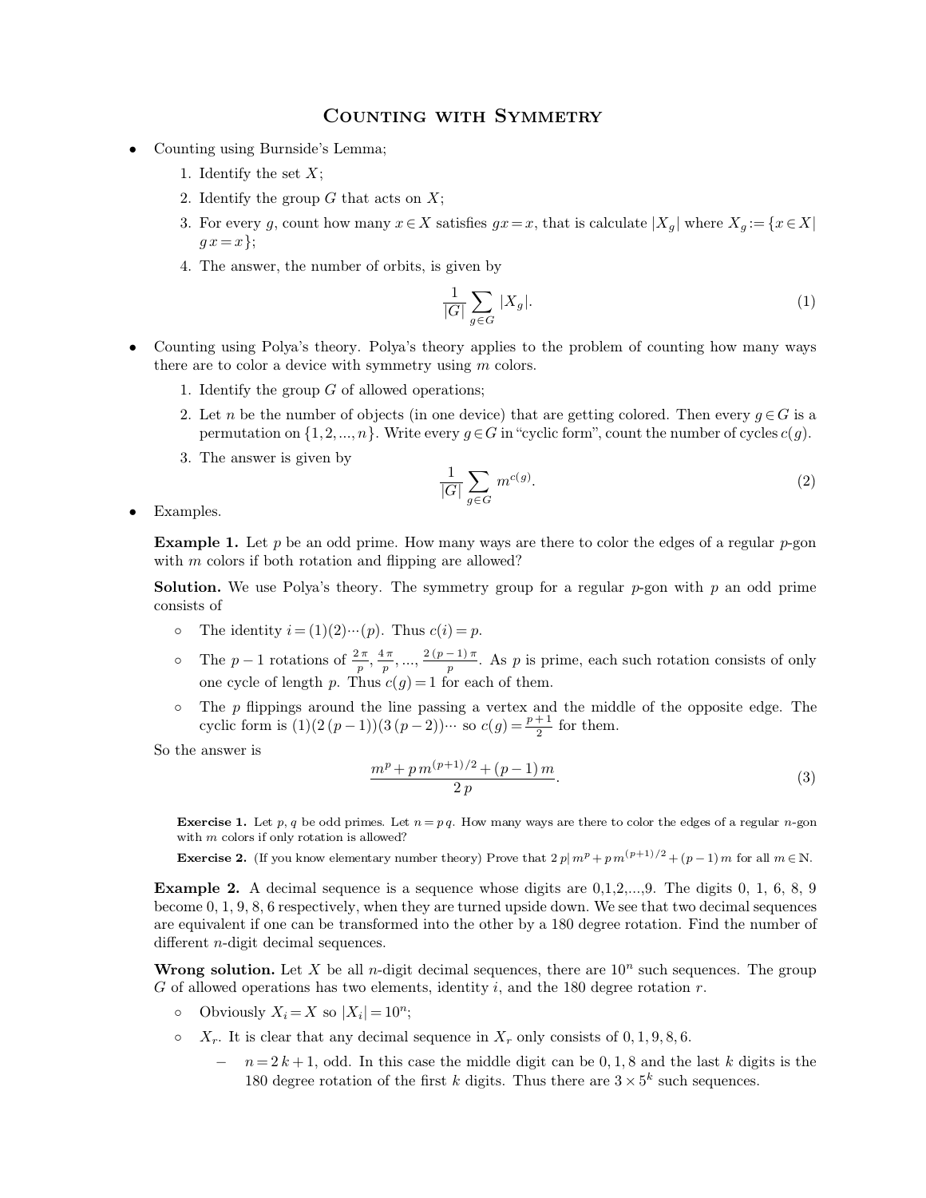# Counting with Symmetry

- Counting using Burnside's Lemma;
  1. Identify the set $X$;
  2. Identify the group $G$ that acts on $X$;
  3. For every $g$, count how many $x \in X$ satisfies $g x = x$, that is calculate $|X_g|$ where $X_g := \{x \in X | g x = x\}$;
  4. The answer, the number of orbits, is given by

$$\frac{1}{|G|} \sum_{g \in G} |X_g|. \tag{1}$$

- Counting using Polya's theory. Polya's theory applies to the problem of counting how many ways there are to color a device with symmetry using $m$ colors.
  1. Identify the group $G$ of allowed operations;
  2. Let $n$ be the number of objects (in one device) that are getting colored. Then every $g \in G$ is a permutation on $\{1, 2, ..., n\}$. Write every $g \in G$ in "cyclic form", count the number of cycles $c(g)$.
  3. The answer is given by

$$\frac{1}{|G|} \sum_{g \in G} m^{c(g)}. \tag{2}$$

- Examples.

**Example 1.** Let $p$ be an odd prime. How many ways are there to color the edges of a regular $p$-gon with $m$ colors if both rotation and flipping are allowed?

**Solution.** We use Polya's theory. The symmetry group for a regular $p$-gon with $p$ an odd prime consists of

- The identity $i = (1)(2) \cdots (p)$. Thus $c(i) = p$.
- The $p - 1$ rotations of $\frac{2\pi}{p}, \frac{4\pi}{p}, ..., \frac{2(p-1)\pi}{p}$. As $p$ is prime, each such rotation consists of only one cycle of length $p$. Thus $c(g) = 1$ for each of them.
- The $p$ flippings around the line passing a vertex and the middle of the opposite edge. The cyclic form is $(1)(2\,(p-1))(3\,(p-2)) \cdots$ so $c(g) = \frac{p+1}{2}$ for them.

So the answer is

$$\frac{m^p + p\, m^{(p+1)/2} + (p-1)\, m}{2\, p}. \tag{3}$$

**Exercise 1.** Let $p, q$ be odd primes. Let $n = p\, q$. How many ways are there to color the edges of a regular $n$-gon with $m$ colors if only rotation is allowed?

**Exercise 2.** (If you know elementary number theory) Prove that $2\, p | m^p + p\, m^{(p+1)/2} + (p-1)\, m$ for all $m \in \mathbb{N}$.

**Example 2.** A decimal sequence is a sequence whose digits are 0,1,2,...,9. The digits 0, 1, 6, 8, 9 become 0, 1, 9, 8, 6 respectively, when they are turned upside down. We see that two decimal sequences are equivalent if one can be transformed into the other by a 180 degree rotation. Find the number of different $n$-digit decimal sequences.

**Wrong solution.** Let $X$ be all $n$-digit decimal sequences, there are $10^n$ such sequences. The group $G$ of allowed operations has two elements, identity $i$, and the 180 degree rotation $r$.

- Obviously $X_i = X$ so $|X_i| = 10^n$;
- $X_r$. It is clear that any decimal sequence in $X_r$ only consists of 0, 1, 9, 8, 6.
  - $n = 2\,k + 1$, odd. In this case the middle digit can be 0, 1, 8 and the last $k$ digits is the 180 degree rotation of the first $k$ digits. Thus there are $3 \times 5^k$ such sequences.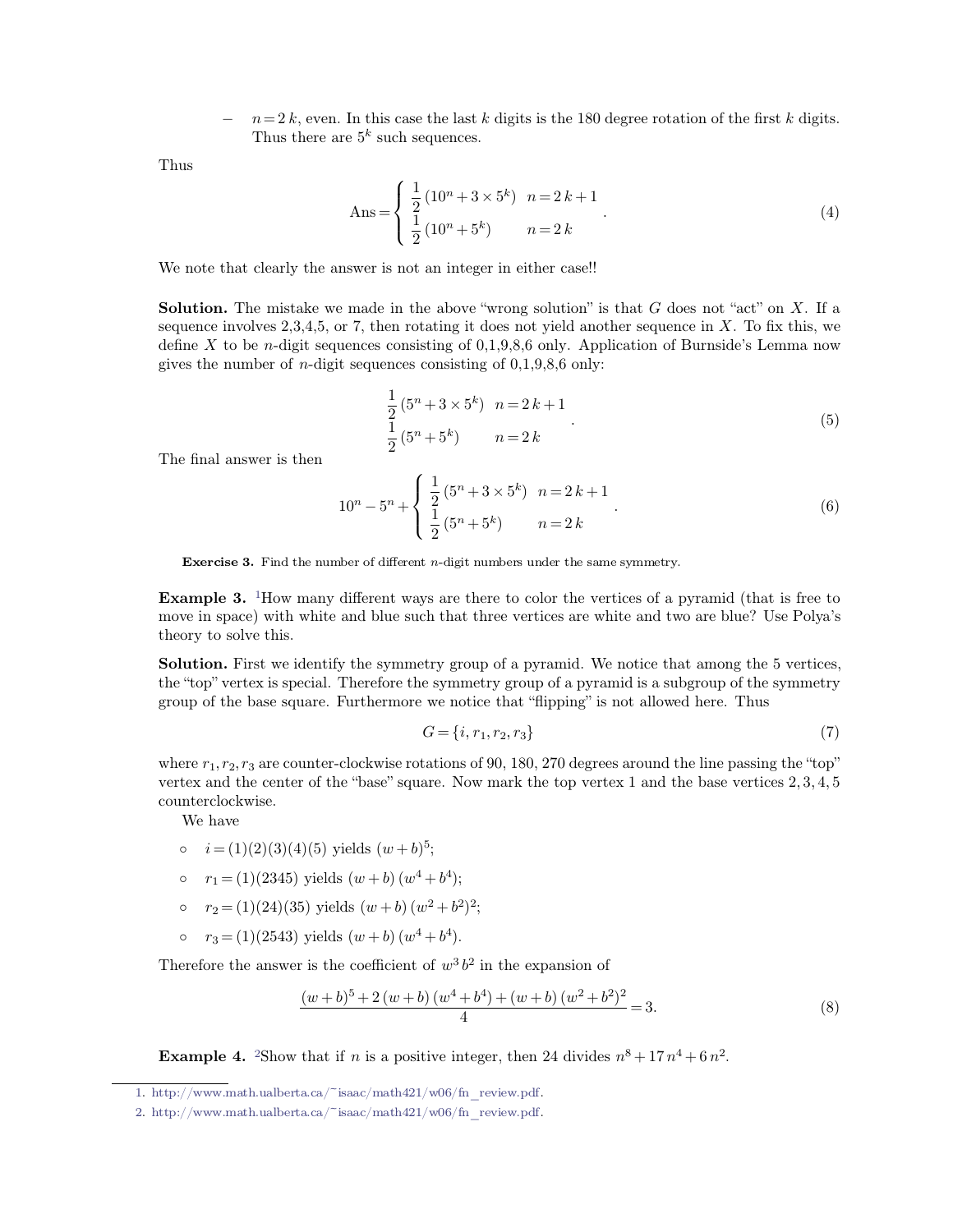- $n = 2k$, even. In this case the last $k$ digits is the 180 degree rotation of the first $k$ digits. Thus there are $5^k$ such sequences.

Thus

$$\text{Ans} = \begin{cases} \frac{1}{2}(10^n + 3 \times 5^k) & n = 2k+1 \\ \frac{1}{2}(10^n + 5^k) & n = 2k \end{cases}. \tag{4}$$

We note that clearly the answer is not an integer in either case!!

**Solution.** The mistake we made in the above "wrong solution" is that $G$ does not "act" on $X$. If a sequence involves 2,3,4,5, or 7, then rotating it does not yield another sequence in $X$. To fix this, we define $X$ to be $n$-digit sequences consisting of 0,1,9,8,6 only. Application of Burnside's Lemma now gives the number of $n$-digit sequences consisting of 0,1,9,8,6 only:

$$\begin{matrix} \frac{1}{2}(5^n + 3 \times 5^k) & n = 2k+1 \\ \frac{1}{2}(5^n + 5^k) & n = 2k \end{matrix}. \tag{5}$$

The final answer is then

$$10^n - 5^n + \begin{cases} \frac{1}{2}(5^n + 3 \times 5^k) & n = 2k+1 \\ \frac{1}{2}(5^n + 5^k) & n = 2k \end{cases}. \tag{6}$$

**Exercise 3.** Find the number of different $n$-digit numbers under the same symmetry.

**Example 3.** [1]How many different ways are there to color the vertices of a pyramid (that is free to move in space) with white and blue such that three vertices are white and two are blue? Use Polya's theory to solve this.

**Solution.** First we identify the symmetry group of a pyramid. We notice that among the 5 vertices, the "top" vertex is special. Therefore the symmetry group of a pyramid is a subgroup of the symmetry group of the base square. Furthermore we notice that "flipping" is not allowed here. Thus

$$G = \{i, r_1, r_2, r_3\} \tag{7}$$

where $r_1, r_2, r_3$ are counter-clockwise rotations of 90, 180, 270 degrees around the line passing the "top" vertex and the center of the "base" square. Now mark the top vertex 1 and the base vertices 2, 3, 4, 5 counterclockwise.

We have

- $i = (1)(2)(3)(4)(5)$ yields $(w+b)^5$;
- $r_1 = (1)(2345)$ yields $(w+b)(w^4+b^4)$;
- $r_2 = (1)(24)(35)$ yields $(w+b)(w^2+b^2)^2$;
- $r_3 = (1)(2543)$ yields $(w+b)(w^4+b^4)$.

Therefore the answer is the coefficient of $w^3 b^2$ in the expansion of

$$\frac{(w+b)^5 + 2(w+b)(w^4+b^4) + (w+b)(w^2+b^2)^2}{4} = 3. \tag{8}$$

**Example 4.** [2]Show that if $n$ is a positive integer, then 24 divides $n^8 + 17n^4 + 6n^2$.

1. http://www.math.ualberta.ca/~isaac/math421/w06/fn_review.pdf.
2. http://www.math.ualberta.ca/~isaac/math421/w06/fn_review.pdf.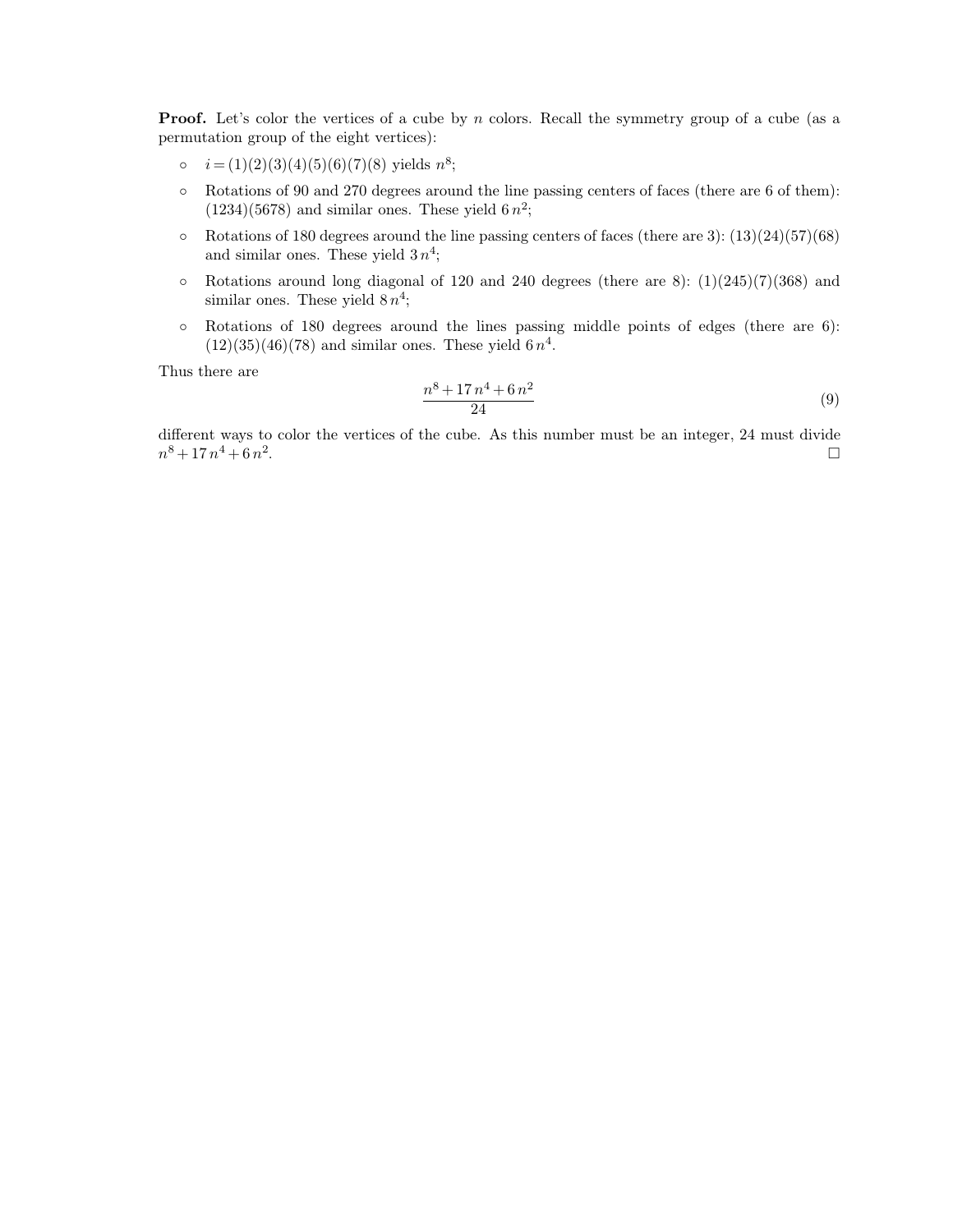**Proof.** Let's color the vertices of a cube by $n$ colors. Recall the symmetry group of a cube (as a permutation group of the eight vertices):

- $i = (1)(2)(3)(4)(5)(6)(7)(8)$ yields $n^8$;
- Rotations of 90 and 270 degrees around the line passing centers of faces (there are 6 of them): $(1234)(5678)$ and similar ones. These yield $6\,n^2$;
- Rotations of 180 degrees around the line passing centers of faces (there are 3): $(13)(24)(57)(68)$ and similar ones. These yield $3\,n^4$;
- Rotations around long diagonal of 120 and 240 degrees (there are 8): $(1)(245)(7)(368)$ and similar ones. These yield $8\,n^4$;
- Rotations of 180 degrees around the lines passing middle points of edges (there are 6): $(12)(35)(46)(78)$ and similar ones. These yield $6\,n^4$.

Thus there are

$$\frac{n^8 + 17\,n^4 + 6\,n^2}{24} \tag{9}$$

different ways to color the vertices of the cube. As this number must be an integer, 24 must divide $n^8 + 17\,n^4 + 6\,n^2$. □